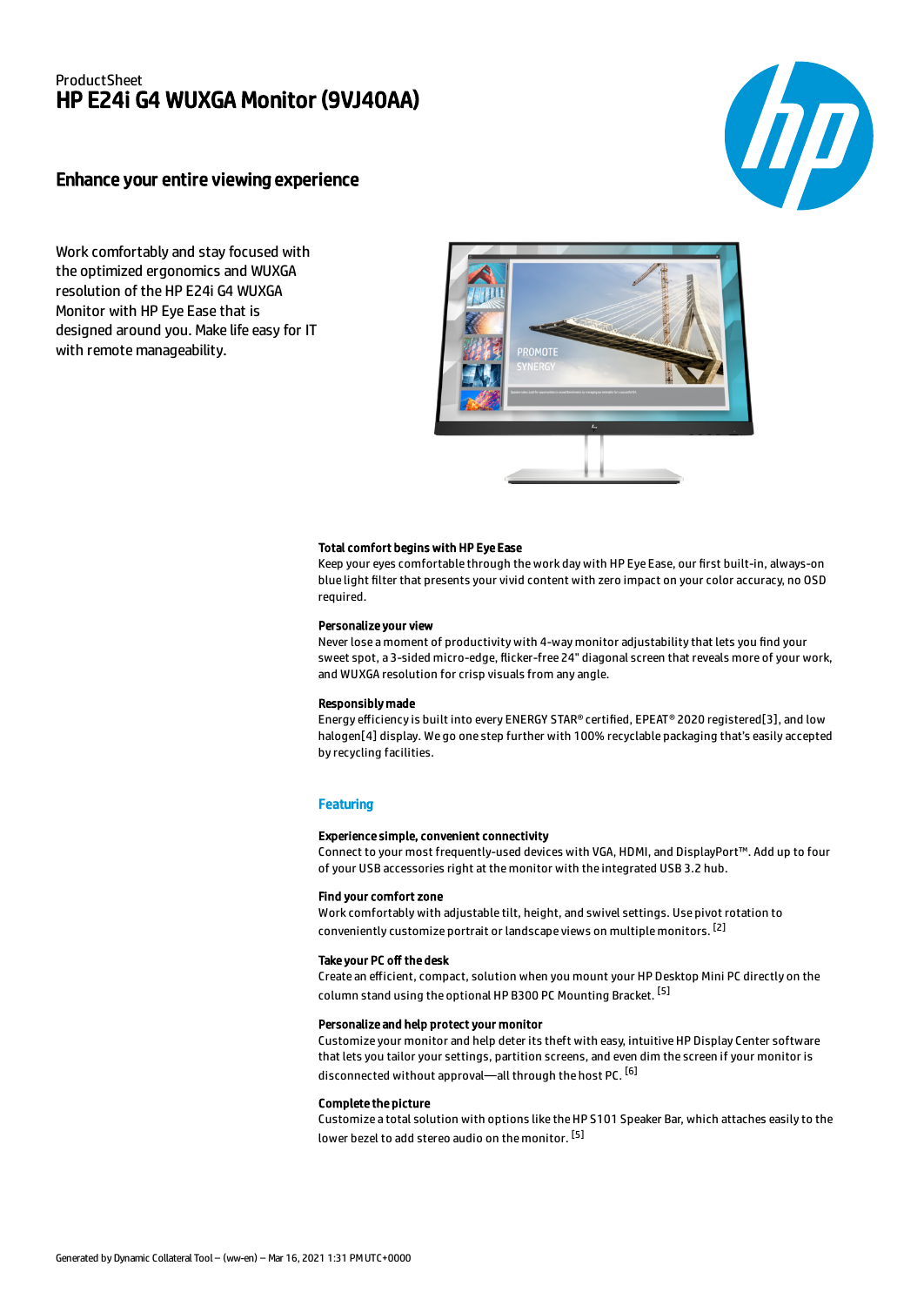ProductSheet

# HP E24i G4 WUXGA Monitor (9VJ40AA)

## Enhance your entire viewing experience

Work comfortably and stay focused with the optimized ergonomics and WUXGA resolution of the HP E24i G4 WUXGA Monitor with HP Eye Ease that is designed around you. Make life easy for IT with remote manageability.

**Total comfort begins with HP Eye Ease**
Keep your eyes comfortable through the work day with HP Eye Ease, our first built-in, always-on blue light filter that presents your vivid content with zero impact on your color accuracy, no OSD required.

**Personalize your view**
Never lose a moment of productivity with 4-way monitor adjustability that lets you find your sweet spot, a 3-sided micro-edge, flicker-free 24" diagonal screen that reveals more of your work, and WUXGA resolution for crisp visuals from any angle.

**Responsibly made**
Energy efficiency is built into every ENERGY STAR® certified, EPEAT® 2020 registered[3], and low halogen[4] display. We go one step further with 100% recyclable packaging that's easily accepted by recycling facilities.

## Featuring

**Experience simple, convenient connectivity**
Connect to your most frequently-used devices with VGA, HDMI, and DisplayPort™. Add up to four of your USB accessories right at the monitor with the integrated USB 3.2 hub.

**Find your comfort zone**
Work comfortably with adjustable tilt, height, and swivel settings. Use pivot rotation to conveniently customize portrait or landscape views on multiple monitors. [2]

**Take your PC off the desk**
Create an efficient, compact, solution when you mount your HP Desktop Mini PC directly on the column stand using the optional HP B300 PC Mounting Bracket. [5]

**Personalize and help protect your monitor**
Customize your monitor and help deter its theft with easy, intuitive HP Display Center software that lets you tailor your settings, partition screens, and even dim the screen if your monitor is disconnected without approval—all through the host PC. [6]

**Complete the picture**
Customize a total solution with options like the HP S101 Speaker Bar, which attaches easily to the lower bezel to add stereo audio on the monitor. [5]

Generated by Dynamic Collateral Tool – (ww-en) – Mar 16, 2021 1:31 PM UTC+0000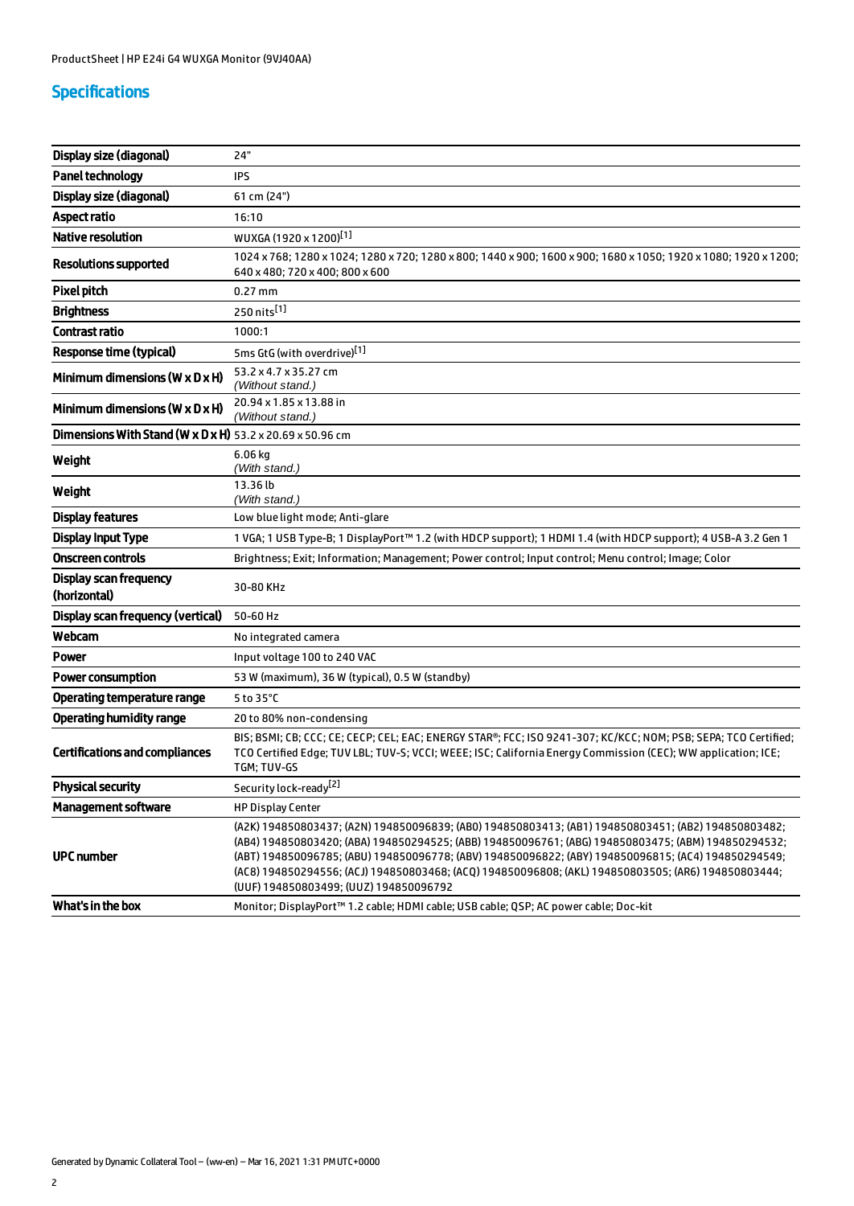## Specifications

| | |
|---|---|
| **Display size (diagonal)** | 24" |
| **Panel technology** | IPS |
| **Display size (diagonal)** | 61 cm (24") |
| **Aspect ratio** | 16:10 |
| **Native resolution** | WUXGA (1920 x 1200)[1] |
| **Resolutions supported** | 1024 x 768; 1280 x 1024; 1280 x 720; 1280 x 800; 1440 x 900; 1600 x 900; 1680 x 1050; 1920 x 1080; 1920 x 1200; 640 x 480; 720 x 400; 800 x 600 |
| **Pixel pitch** | 0.27 mm |
| **Brightness** | 250 nits[1] |
| **Contrast ratio** | 1000:1 |
| **Response time (typical)** | 5ms GtG (with overdrive)[1] |
| **Minimum dimensions (W x D x H)** | 53.2 x 4.7 x 35.27 cm *(Without stand.)* |
| **Minimum dimensions (W x D x H)** | 20.94 x 1.85 x 13.88 in *(Without stand.)* |
| **Dimensions With Stand (W x D x H)** | 53.2 x 20.69 x 50.96 cm |
| **Weight** | 6.06 kg *(With stand.)* |
| **Weight** | 13.36 lb *(With stand.)* |
| **Display features** | Low blue light mode; Anti-glare |
| **Display Input Type** | 1 VGA; 1 USB Type-B; 1 DisplayPort™ 1.2 (with HDCP support); 1 HDMI 1.4 (with HDCP support); 4 USB-A 3.2 Gen 1 |
| **Onscreen controls** | Brightness; Exit; Information; Management; Power control; Input control; Menu control; Image; Color |
| **Display scan frequency (horizontal)** | 30-80 KHz |
| **Display scan frequency (vertical)** | 50-60 Hz |
| **Webcam** | No integrated camera |
| **Power** | Input voltage 100 to 240 VAC |
| **Power consumption** | 53 W (maximum), 36 W (typical), 0.5 W (standby) |
| **Operating temperature range** | 5 to 35°C |
| **Operating humidity range** | 20 to 80% non-condensing |
| **Certifications and compliances** | BIS; BSMI; CB; CCC; CE; CECP; CEL; EAC; ENERGY STAR®; FCC; ISO 9241-307; KC/KCC; NOM; PSB; SEPA; TCO Certified; TCO Certified Edge; TUV LBL; TUV-S; VCCI; WEEE; ISC; California Energy Commission (CEC); WW application; ICE; TGM; TUV-GS |
| **Physical security** | Security lock-ready[2] |
| **Management software** | HP Display Center |
| **UPC number** | (A2K) 194850803437; (A2N) 194850096839; (AB0) 194850803413; (AB1) 194850803451; (AB2) 194850803482; (AB4) 194850803420; (ABA) 194850294525; (ABB) 194850096761; (ABG) 194850803475; (ABM) 194850294532; (ABT) 194850096785; (ABU) 194850096778; (ABV) 194850096822; (ABY) 194850096815; (AC4) 194850294549; (AC8) 194850294556; (ACJ) 194850803468; (ACQ) 194850096808; (AKL) 194850803505; (AR6) 194850803444; (UUF) 194850803499; (UUZ) 194850096792 |
| **What's in the box** | Monitor; DisplayPort™ 1.2 cable; HDMI cable; USB cable; QSP; AC power cable; Doc-kit |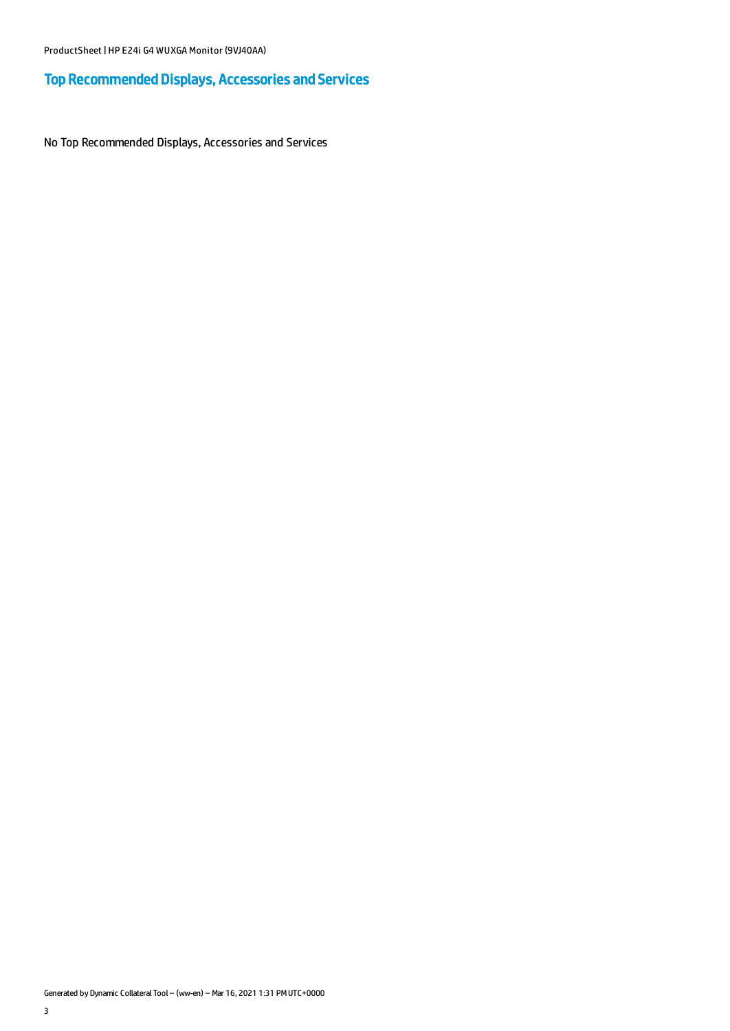## Top Recommended Displays, Accessories and Services

No Top Recommended Displays, Accessories and Services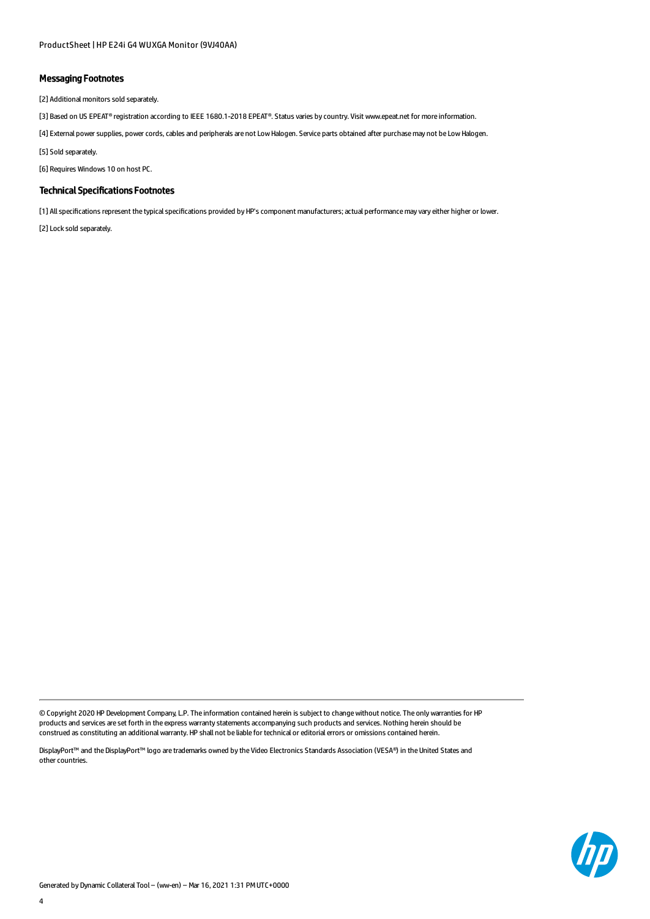## Messaging Footnotes

[2] Additional monitors sold separately.

[3] Based on US EPEAT® registration according to IEEE 1680.1-2018 EPEAT®. Status varies by country. Visit www.epeat.net for more information.

[4] External power supplies, power cords, cables and peripherals are not Low Halogen. Service parts obtained after purchase may not be Low Halogen.

[5] Sold separately.

[6] Requires Windows 10 on host PC.

## Technical Specifications Footnotes

[1] All specifications represent the typical specifications provided by HP's component manufacturers; actual performance may vary either higher or lower.

[2] Lock sold separately.

---

© Copyright 2020 HP Development Company, L.P. The information contained herein is subject to change without notice. The only warranties for HP products and services are set forth in the express warranty statements accompanying such products and services. Nothing herein should be construed as constituting an additional warranty. HP shall not be liable for technical or editorial errors or omissions contained herein.

DisplayPort™ and the DisplayPort™ logo are trademarks owned by the Video Electronics Standards Association (VESA®) in the United States and other countries.

Generated by Dynamic Collateral Tool – (ww-en) – Mar 16, 2021 1:31 PM UTC+0000